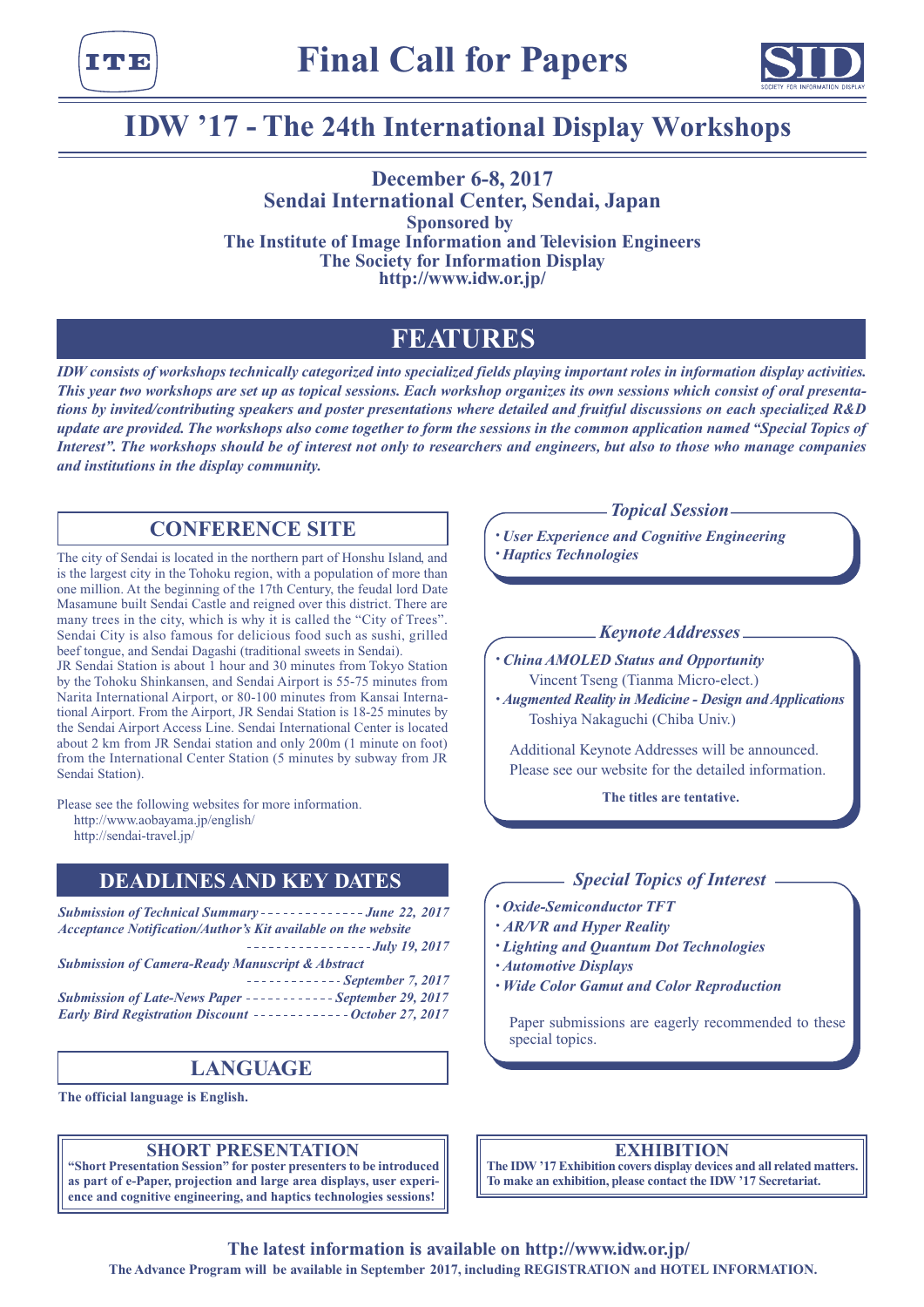# Final Call for Papers

## IDW '17 - The 24th International Display Workshops

**December 6-8, 2017**
**Sendai International Center, Sendai, Japan**
**Sponsored by**
**The Institute of Image Information and Television Engineers**
**The Society for Information Display**
**http://www.idw.or.jp/**

## FEATURES

***IDW consists of workshops technically categorized into specialized fields playing important roles in information display activities. This year two workshops are set up as topical sessions. Each workshop organizes its own sessions which consist of oral presentations by invited/contributing speakers and poster presentations where detailed and fruitful discussions on each specialized R&D update are provided. The workshops also come together to form the sessions in the common application named "Special Topics of Interest". The workshops should be of interest not only to researchers and engineers, but also to those who manage companies and institutions in the display community.***

## CONFERENCE SITE

The city of Sendai is located in the northern part of Honshu Island, and is the largest city in the Tohoku region, with a population of more than one million. At the beginning of the 17th Century, the feudal lord Date Masamune built Sendai Castle and reigned over this district. There are many trees in the city, which is why it is called the "City of Trees". Sendai City is also famous for delicious food such as sushi, grilled beef tongue, and Sendai Dagashi (traditional sweets in Sendai).
JR Sendai Station is about 1 hour and 30 minutes from Tokyo Station by the Tohoku Shinkansen, and Sendai Airport is 55-75 minutes from Narita International Airport, or 80-100 minutes from Kansai International Airport. From the Airport, JR Sendai Station is 18-25 minutes by the Sendai Airport Access Line. Sendai International Center is located about 2 km from JR Sendai station and only 200m (1 minute on foot) from the International Center Station (5 minutes by subway from JR Sendai Station).

Please see the following websites for more information.
http://www.aobayama.jp/english/
http://sendai-travel.jp/

## DEADLINES AND KEY DATES

- *Submission of Technical Summary* - - - - - - - - - - - - - - *June 22, 2017*
- *Acceptance Notification/Author's Kit available on the website* - - - - - - - - - - - - - - - - *July 19, 2017*
- *Submission of Camera-Ready Manuscript & Abstract* - - - - - - - - - - - - - *September 7, 2017*
- *Submission of Late-News Paper* - - - - - - - - - - - - *September 29, 2017*
- *Early Bird Registration Discount* - - - - - - - - - - - - - *October 27, 2017*

## LANGUAGE

**The official language is English.**

### *Topical Session*

- ***User Experience and Cognitive Engineering***
- ***Haptics Technologies***

### *Keynote Addresses*

- ***China AMOLED Status and Opportunity***
  Vincent Tseng (Tianma Micro-elect.)
- ***Augmented Reality in Medicine - Design and Applications***
  Toshiya Nakaguchi (Chiba Univ.)

Additional Keynote Addresses will be announced.
Please see our website for the detailed information.

**The titles are tentative.**

### *Special Topics of Interest*

- ***Oxide-Semiconductor TFT***
- ***AR/VR and Hyper Reality***
- ***Lighting and Quantum Dot Technologies***
- ***Automotive Displays***
- ***Wide Color Gamut and Color Reproduction***

Paper submissions are eagerly recommended to these special topics.

### SHORT PRESENTATION

**"Short Presentation Session" for poster presenters to be introduced as part of e-Paper, projection and large area displays, user experience and cognitive engineering, and haptics technologies sessions!**

### EXHIBITION

**The IDW '17 Exhibition covers display devices and all related matters. To make an exhibition, please contact the IDW '17 Secretariat.**

**The latest information is available on http://www.idw.or.jp/**

**The Advance Program will be available in September 2017, including REGISTRATION and HOTEL INFORMATION.**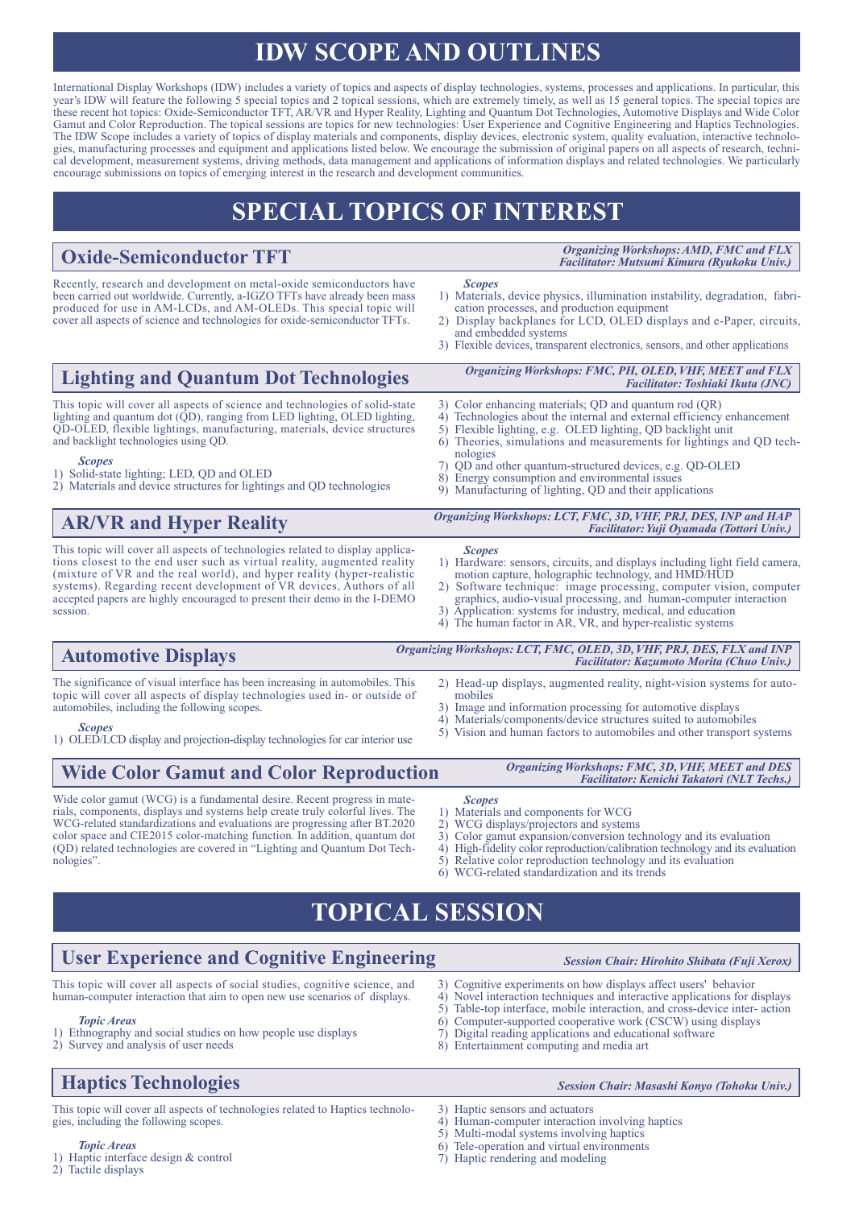# IDW SCOPE AND OUTLINES

International Display Workshops (IDW) includes a variety of topics and aspects of display technologies, systems, processes and applications. In particular, this year's IDW will feature the following 5 special topics and 2 topical sessions, which are extremely timely, as well as 15 general topics. The special topics are these recent hot topics: Oxide-Semiconductor TFT, AR/VR and Hyper Reality, Lighting and Quantum Dot Technologies, Automotive Displays and Wide Color Gamut and Color Reproduction. The topical sessions are topics for new technologies: User Experience and Cognitive Engineering and Haptics Technologies. The IDW Scope includes a variety of topics of display materials and components, display devices, electronic system, quality evaluation, interactive technologies, manufacturing processes and equipment and applications listed below. We encourage the submission of original papers on all aspects of research, technical development, measurement systems, driving methods, data management and applications of information displays and related technologies. We particularly encourage submissions on topics of emerging interest in the research and development communities.

# SPECIAL TOPICS OF INTEREST

## Oxide-Semiconductor TFT

*Organizing Workshops: AMD, FMC and FLX*
*Facilitator: Mutsumi Kimura (Ryukoku Univ.)*

Recently, research and development on metal-oxide semiconductors have been carried out worldwide. Currently, a-IGZO TFTs have already been mass produced for use in AM-LCDs, and AM-OLEDs. This special topic will cover all aspects of science and technologies for oxide-semiconductor TFTs.

*Scopes*

1) Materials, device physics, illumination instability, degradation, fabrication processes, and production equipment
2) Display backplanes for LCD, OLED displays and e-Paper, circuits, and embedded systems
3) Flexible devices, transparent electronics, sensors, and other applications

## Lighting and Quantum Dot Technologies

*Organizing Workshops: FMC, PH, OLED, VHF, MEET and FLX*
*Facilitator: Toshiaki Ikuta (JNC)*

This topic will cover all aspects of science and technologies of solid-state lighting and quantum dot (QD), ranging from LED lighting, OLED lighting, QD-OLED, flexible lightings, manufacturing, materials, device structures and backlight technologies using QD.

*Scopes*

1) Solid-state lighting; LED, QD and OLED
2) Materials and device structures for lightings and QD technologies
3) Color enhancing materials; QD and quantum rod (QR)
4) Technologies about the internal and external efficiency enhancement
5) Flexible lighting, e.g. OLED lighting, QD backlight unit
6) Theories, simulations and measurements for lightings and QD technologies
7) QD and other quantum-structured devices, e.g. QD-OLED
8) Energy consumption and environmental issues
9) Manufacturing of lighting, QD and their applications

## AR/VR and Hyper Reality

*Organizing Workshops: LCT, FMC, 3D, VHF, PRJ, DES, INP and HAP*
*Facilitator: Yuji Oyamada (Tottori Univ.)*

This topic will cover all aspects of technologies related to display applications closest to the end user such as virtual reality, augmented reality (mixture of VR and the real world), and hyper reality (hyper-realistic systems). Regarding recent development of VR devices, Authors of all accepted papers are highly encouraged to present their demo in the I-DEMO session.

*Scopes*

1) Hardware: sensors, circuits, and displays including light field camera, motion capture, holographic technology, and HMD/HUD
2) Software technique: image processing, computer vision, computer graphics, audio-visual processing, and human-computer interaction
3) Application: systems for industry, medical, and education
4) The human factor in AR, VR, and hyper-realistic systems

## Automotive Displays

*Organizing Workshops: LCT, FMC, OLED, 3D, VHF, PRJ, DES, FLX and INP*
*Facilitator: Kazumoto Morita (Chuo Univ.)*

The significance of visual interface has been increasing in automobiles. This topic will cover all aspects of display technologies used in- or outside of automobiles, including the following scopes.

*Scopes*

1) OLED/LCD display and projection-display technologies for car interior use
2) Head-up displays, augmented reality, night-vision systems for automobiles
3) Image and information processing for automotive displays
4) Materials/components/device structures suited to automobiles
5) Vision and human factors to automobiles and other transport systems

## Wide Color Gamut and Color Reproduction

*Organizing Workshops: FMC, 3D, VHF, MEET and DES*
*Facilitator: Kenichi Takatori (NLT Techs.)*

Wide color gamut (WCG) is a fundamental desire. Recent progress in materials, components, displays and systems help create truly colorful lives. The WCG-related standardizations and evaluations are progressing after BT.2020 color space and CIE2015 color-matching function. In addition, quantum dot (QD) related technologies are covered in "Lighting and Quantum Dot Technologies".

*Scopes*

1) Materials and components for WCG
2) WCG displays/projectors and systems
3) Color gamut expansion/conversion technology and its evaluation
4) High-fidelity color reproduction/calibration technology and its evaluation
5) Relative color reproduction technology and its evaluation
6) WCG-related standardization and its trends

# TOPICAL SESSION

## User Experience and Cognitive Engineering

*Session Chair: Hirohito Shibata (Fuji Xerox)*

This topic will cover all aspects of social studies, cognitive science, and human-computer interaction that aim to open new use scenarios of displays.

*Topic Areas*

1) Ethnography and social studies on how people use displays
2) Survey and analysis of user needs
3) Cognitive experiments on how displays affect users' behavior
4) Novel interaction techniques and interactive applications for displays
5) Table-top interface, mobile interaction, and cross-device inter- action
6) Computer-supported cooperative work (CSCW) using displays
7) Digital reading applications and educational software
8) Entertainment computing and media art

## Haptics Technologies

*Session Chair: Masashi Konyo (Tohoku Univ.)*

This topic will cover all aspects of technologies related to Haptics technologies, including the following scopes.

*Topic Areas*

1) Haptic interface design & control
2) Tactile displays
3) Haptic sensors and actuators
4) Human-computer interaction involving haptics
5) Multi-modal systems involving haptics
6) Tele-operation and virtual environments
7) Haptic rendering and modeling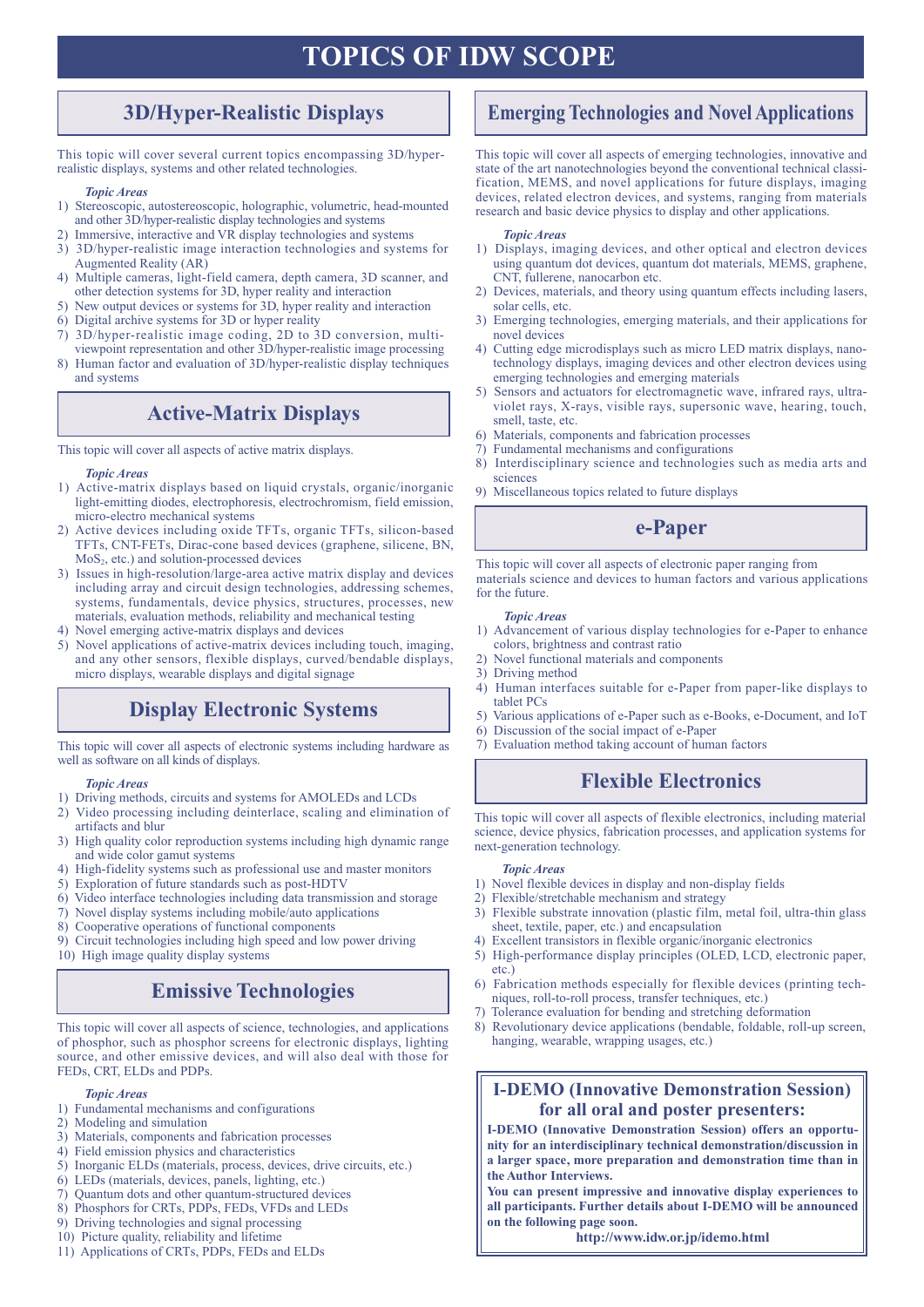# TOPICS OF IDW SCOPE

## 3D/Hyper-Realistic Displays

This topic will cover several current topics encompassing 3D/hyper-realistic displays, systems and other related technologies.

*Topic Areas*

1) Stereoscopic, autostereoscopic, holographic, volumetric, head-mounted and other 3D/hyper-realistic display technologies and systems
2) Immersive, interactive and VR display technologies and systems
3) 3D/hyper-realistic image interaction technologies and systems for Augmented Reality (AR)
4) Multiple cameras, light-field camera, depth camera, 3D scanner, and other detection systems for 3D, hyper reality and interaction
5) New output devices or systems for 3D, hyper reality and interaction
6) Digital archive systems for 3D or hyper reality
7) 3D/hyper-realistic image coding, 2D to 3D conversion, multi-viewpoint representation and other 3D/hyper-realistic image processing
8) Human factor and evaluation of 3D/hyper-realistic display techniques and systems

## Active-Matrix Displays

This topic will cover all aspects of active matrix displays.

*Topic Areas*

1) Active-matrix displays based on liquid crystals, organic/inorganic light-emitting diodes, electrophoresis, electrochromism, field emission, micro-electro mechanical systems
2) Active devices including oxide TFTs, organic TFTs, silicon-based TFTs, CNT-FETs, Dirac-cone based devices (graphene, silicene, BN, $MoS_2$, etc.) and solution-processed devices
3) Issues in high-resolution/large-area active matrix display and devices including array and circuit design technologies, addressing schemes, systems, fundamentals, device physics, structures, processes, new materials, evaluation methods, reliability and mechanical testing
4) Novel emerging active-matrix displays and devices
5) Novel applications of active-matrix devices including touch, imaging, and any other sensors, flexible displays, curved/bendable displays, micro displays, wearable displays and digital signage

## Display Electronic Systems

This topic will cover all aspects of electronic systems including hardware as well as software on all kinds of displays.

*Topic Areas*

1) Driving methods, circuits and systems for AMOLEDs and LCDs
2) Video processing including deinterlace, scaling and elimination of artifacts and blur
3) High quality color reproduction systems including high dynamic range and wide color gamut systems
4) High-fidelity systems such as professional use and master monitors
5) Exploration of future standards such as post-HDTV
6) Video interface technologies including data transmission and storage
7) Novel display systems including mobile/auto applications
8) Cooperative operations of functional components
9) Circuit technologies including high speed and low power driving
10) High image quality display systems

## Emissive Technologies

This topic will cover all aspects of science, technologies, and applications of phosphor, such as phosphor screens for electronic displays, lighting source, and other emissive devices, and will also deal with those for FEDs, CRT, ELDs and PDPs.

*Topic Areas*

1) Fundamental mechanisms and configurations
2) Modeling and simulation
3) Materials, components and fabrication processes
4) Field emission physics and characteristics
5) Inorganic ELDs (materials, process, devices, drive circuits, etc.)
6) LEDs (materials, devices, panels, lighting, etc.)
7) Quantum dots and other quantum-structured devices
8) Phosphors for CRTs, PDPs, FEDs, VFDs and LEDs
9) Driving technologies and signal processing
10) Picture quality, reliability and lifetime
11) Applications of CRTs, PDPs, FEDs and ELDs

## Emerging Technologies and Novel Applications

This topic will cover all aspects of emerging technologies, innovative and state of the art nanotechnologies beyond the conventional technical classification, MEMS, and novel applications for future displays, imaging devices, related electron devices, and systems, ranging from materials research and basic device physics to display and other applications.

*Topic Areas*

1) Displays, imaging devices, and other optical and electron devices using quantum dot devices, quantum dot materials, MEMS, graphene, CNT, fullerene, nanocarbon etc.
2) Devices, materials, and theory using quantum effects including lasers, solar cells, etc.
3) Emerging technologies, emerging materials, and their applications for novel devices
4) Cutting edge microdisplays such as micro LED matrix displays, nanotechnology displays, imaging devices and other electron devices using emerging technologies and emerging materials
5) Sensors and actuators for electromagnetic wave, infrared rays, ultraviolet rays, X-rays, visible rays, supersonic wave, hearing, touch, smell, taste, etc.
6) Materials, components and fabrication processes
7) Fundamental mechanisms and configurations
8) Interdisciplinary science and technologies such as media arts and sciences
9) Miscellaneous topics related to future displays

## e-Paper

This topic will cover all aspects of electronic paper ranging from materials science and devices to human factors and various applications for the future.

*Topic Areas*

1) Advancement of various display technologies for e-Paper to enhance colors, brightness and contrast ratio
2) Novel functional materials and components
3) Driving method
4) Human interfaces suitable for e-Paper from paper-like displays to tablet PCs
5) Various applications of e-Paper such as e-Books, e-Document, and IoT
6) Discussion of the social impact of e-Paper
7) Evaluation method taking account of human factors

## Flexible Electronics

This topic will cover all aspects of flexible electronics, including material science, device physics, fabrication processes, and application systems for next-generation technology.

*Topic Areas*

1) Novel flexible devices in display and non-display fields
2) Flexible/stretchable mechanism and strategy
3) Flexible substrate innovation (plastic film, metal foil, ultra-thin glass sheet, textile, paper, etc.) and encapsulation
4) Excellent transistors in flexible organic/inorganic electronics
5) High-performance display principles (OLED, LCD, electronic paper, etc.)
6) Fabrication methods especially for flexible devices (printing techniques, roll-to-roll process, transfer techniques, etc.)
7) Tolerance evaluation for bending and stretching deformation
8) Revolutionary device applications (bendable, foldable, roll-up screen, hanging, wearable, wrapping usages, etc.)

## I-DEMO (Innovative Demonstration Session) for all oral and poster presenters:

**I-DEMO (Innovative Demonstration Session) offers an opportunity for an interdisciplinary technical demonstration/discussion in a larger space, more preparation and demonstration time than in the Author Interviews.**

**You can present impressive and innovative display experiences to all participants. Further details about I-DEMO will be announced on the following page soon.**

**http://www.idw.or.jp/idemo.html**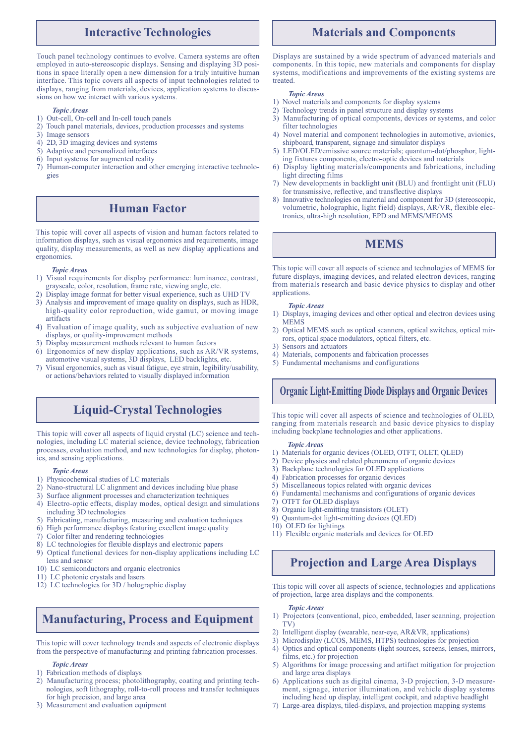## Interactive Technologies

Touch panel technology continues to evolve. Camera systems are often employed in auto-stereoscopic displays. Sensing and displaying 3D positions in space literally open a new dimension for a truly intuitive human interface. This topic covers all aspects of input technologies related to displays, ranging from materials, devices, application systems to discussions on how we interact with various systems.

*Topic Areas*

1) Out-cell, On-cell and In-cell touch panels
2) Touch panel materials, devices, production processes and systems
3) Image sensors
4) 2D, 3D imaging devices and systems
5) Adaptive and personalized interfaces
6) Input systems for augmented reality
7) Human-computer interaction and other emerging interactive technologies

## Human Factor

This topic will cover all aspects of vision and human factors related to information displays, such as visual ergonomics and requirements, image quality, display measurements, as well as new display applications and ergonomics.

*Topic Areas*

1) Visual requirements for display performance: luminance, contrast, grayscale, color, resolution, frame rate, viewing angle, etc.
2) Display image format for better visual experience, such as UHD TV
3) Analysis and improvement of image quality on displays, such as HDR, high-quality color reproduction, wide gamut, or moving image artifacts
4) Evaluation of image quality, such as subjective evaluation of new displays, or quality-improvement methods
5) Display measurement methods relevant to human factors
6) Ergonomics of new display applications, such as AR/VR systems, automotive visual systems, 3D displays, LED backlights, etc.
7) Visual ergonomics, such as visual fatigue, eye strain, legibility/usability, or actions/behaviors related to visually displayed information

## Liquid-Crystal Technologies

This topic will cover all aspects of liquid crystal (LC) science and technologies, including LC material science, device technology, fabrication processes, evaluation method, and new technologies for display, photonics, and sensing applications.

*Topic Areas*

1) Physicochemical studies of LC materials
2) Nano-structural LC alignment and devices including blue phase
3) Surface alignment processes and characterization techniques
4) Electro-optic effects, display modes, optical design and simulations including 3D technologies
5) Fabricating, manufacturing, measuring and evaluation techniques
6) High performance displays featuring excellent image quality
7) Color filter and rendering technologies
8) LC technologies for flexible displays and electronic papers
9) Optical functional devices for non-display applications including LC lens and sensor
10) LC semiconductors and organic electronics
11) LC photonic crystals and lasers
12) LC technologies for 3D / holographic display

## Manufacturing, Process and Equipment

This topic will cover technology trends and aspects of electronic displays from the perspective of manufacturing and printing fabrication processes.

*Topic Areas*

1) Fabrication methods of displays
2) Manufacturing process; photolithography, coating and printing technologies, soft lithography, roll-to-roll process and transfer techniques for high precision, and large area
3) Measurement and evaluation equipment

## Materials and Components

Displays are sustained by a wide spectrum of advanced materials and components. In this topic, new materials and components for display systems, modifications and improvements of the existing systems are treated.

*Topic Areas*

1) Novel materials and components for display systems
2) Technology trends in panel structure and display systems
3) Manufacturing of optical components, devices or systems, and color filter technologies
4) Novel material and component technologies in automotive, avionics, shipboard, transparent, signage and simulator displays
5) LED/OLED/emissive source materials; quantum-dot/phosphor, lighting fixtures components, electro-optic devices and materials
6) Display lighting materials/components and fabrications, including light directing films
7) New developments in backlight unit (BLU) and frontlight unit (FLU) for transmissive, reflective, and transflective displays
8) Innovative technologies on material and component for 3D (stereoscopic, volumetric, holographic, light field) displays, AR/VR, flexible electronics, ultra-high resolution, EPD and MEMS/MEOMS

## MEMS

This topic will cover all aspects of science and technologies of MEMS for future displays, imaging devices, and related electron devices, ranging from materials research and basic device physics to display and other applications.

*Topic Areas*

1) Displays, imaging devices and other optical and electron devices using MEMS
2) Optical MEMS such as optical scanners, optical switches, optical mirrors, optical space modulators, optical filters, etc.
3) Sensors and actuators
4) Materials, components and fabrication processes
5) Fundamental mechanisms and configurations

## Organic Light-Emitting Diode Displays and Organic Devices

This topic will cover all aspects of science and technologies of OLED, ranging from materials research and basic device physics to display including backplane technologies and other applications.

*Topic Areas*

1) Materials for organic devices (OLED, OTFT, OLET, QLED)
2) Device physics and related phenomena of organic devices
3) Backplane technologies for OLED applications
4) Fabrication processes for organic devices
5) Miscellaneous topics related with organic devices
6) Fundamental mechanisms and configurations of organic devices
7) OTFT for OLED displays
8) Organic light-emitting transistors (OLET)
9) Quantum-dot light-emitting devices (QLED)
10) OLED for lightings
11) Flexible organic materials and devices for OLED

## Projection and Large Area Displays

This topic will cover all aspects of science, technologies and applications of projection, large area displays and the components.

*Topic Areas*

1) Projectors (conventional, pico, embedded, laser scanning, projection TV)
2) Intelligent display (wearable, near-eye, AR&VR, applications)
3) Microdisplay (LCOS, MEMS, HTPS) technologies for projection
4) Optics and optical components (light sources, screens, lenses, mirrors, films, etc.) for projection
5) Algorithms for image processing and artifact mitigation for projection and large area displays
6) Applications such as digital cinema, 3-D projection, 3-D measurement, signage, interior illumination, and vehicle display systems including head up display, intelligent cockpit, and adaptive headlight
7) Large-area displays, tiled-displays, and projection mapping systems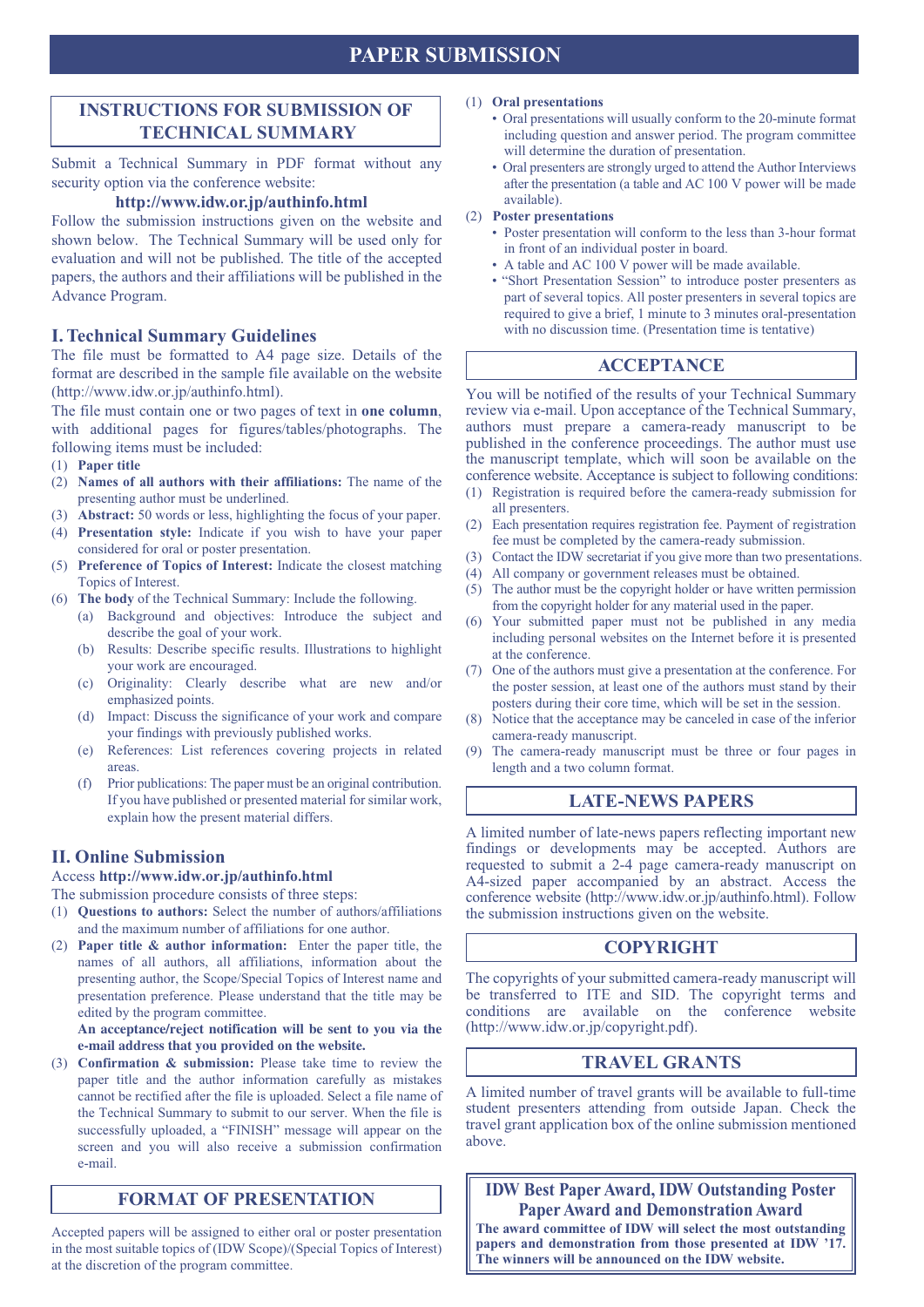# PAPER SUBMISSION

## INSTRUCTIONS FOR SUBMISSION OF TECHNICAL SUMMARY

Submit a Technical Summary in PDF format without any security option via the conference website:

**http://www.idw.or.jp/authinfo.html**

Follow the submission instructions given on the website and shown below. The Technical Summary will be used only for evaluation and will not be published. The title of the accepted papers, the authors and their affiliations will be published in the Advance Program.

### I. Technical Summary Guidelines

The file must be formatted to A4 page size. Details of the format are described in the sample file available on the website (http://www.idw.or.jp/authinfo.html).

The file must contain one or two pages of text in **one column**, with additional pages for figures/tables/photographs. The following items must be included:

(1) **Paper title**

(2) **Names of all authors with their affiliations:** The name of the presenting author must be underlined.

(3) **Abstract:** 50 words or less, highlighting the focus of your paper.

(4) **Presentation style:** Indicate if you wish to have your paper considered for oral or poster presentation.

(5) **Preference of Topics of Interest:** Indicate the closest matching Topics of Interest.

(6) **The body** of the Technical Summary: Include the following.

   (a) Background and objectives: Introduce the subject and describe the goal of your work.

   (b) Results: Describe specific results. Illustrations to highlight your work are encouraged.

   (c) Originality: Clearly describe what are new and/or emphasized points.

   (d) Impact: Discuss the significance of your work and compare your findings with previously published works.

   (e) References: List references covering projects in related areas.

   (f) Prior publications: The paper must be an original contribution. If you have published or presented material for similar work, explain how the present material differs.

### II. Online Submission

Access **http://www.idw.or.jp/authinfo.html**

The submission procedure consists of three steps:

(1) **Questions to authors:** Select the number of authors/affiliations and the maximum number of affiliations for one author.

(2) **Paper title & author information:** Enter the paper title, the names of all authors, all affiliations, information about the presenting author, the Scope/Special Topics of Interest name and presentation preference. Please understand that the title may be edited by the program committee.

   **An acceptance/reject notification will be sent to you via the e-mail address that you provided on the website.**

(3) **Confirmation & submission:** Please take time to review the paper title and the author information carefully as mistakes cannot be rectified after the file is uploaded. Select a file name of the Technical Summary to submit to our server. When the file is successfully uploaded, a "FINISH" message will appear on the screen and you will also receive a submission confirmation e-mail.

## FORMAT OF PRESENTATION

Accepted papers will be assigned to either oral or poster presentation in the most suitable topics of (IDW Scope)/(Special Topics of Interest) at the discretion of the program committee.

(1) **Oral presentations**

- Oral presentations will usually conform to the 20-minute format including question and answer period. The program committee will determine the duration of presentation.
- Oral presenters are strongly urged to attend the Author Interviews after the presentation (a table and AC 100 V power will be made available).

(2) **Poster presentations**

- Poster presentation will conform to the less than 3-hour format in front of an individual poster in board.
- A table and AC 100 V power will be made available.
- "Short Presentation Session" to introduce poster presenters as part of several topics. All poster presenters in several topics are required to give a brief, 1 minute to 3 minutes oral-presentation with no discussion time. (Presentation time is tentative)

## ACCEPTANCE

You will be notified of the results of your Technical Summary review via e-mail. Upon acceptance of the Technical Summary, authors must prepare a camera-ready manuscript to be published in the conference proceedings. The author must use the manuscript template, which will soon be available on the conference website. Acceptance is subject to following conditions:

(1) Registration is required before the camera-ready submission for all presenters.

(2) Each presentation requires registration fee. Payment of registration fee must be completed by the camera-ready submission.

(3) Contact the IDW secretariat if you give more than two presentations.

(4) All company or government releases must be obtained.

(5) The author must be the copyright holder or have written permission from the copyright holder for any material used in the paper.

(6) Your submitted paper must not be published in any media including personal websites on the Internet before it is presented at the conference.

(7) One of the authors must give a presentation at the conference. For the poster session, at least one of the authors must stand by their posters during their core time, which will be set in the session.

(8) Notice that the acceptance may be canceled in case of the inferior camera-ready manuscript.

(9) The camera-ready manuscript must be three or four pages in length and a two column format.

## LATE-NEWS PAPERS

A limited number of late-news papers reflecting important new findings or developments may be accepted. Authors are requested to submit a 2-4 page camera-ready manuscript on A4-sized paper accompanied by an abstract. Access the conference website (http://www.idw.or.jp/authinfo.html). Follow the submission instructions given on the website.

## COPYRIGHT

The copyrights of your submitted camera-ready manuscript will be transferred to ITE and SID. The copyright terms and conditions are available on the conference website (http://www.idw.or.jp/copyright.pdf).

## TRAVEL GRANTS

A limited number of travel grants will be available to full-time student presenters attending from outside Japan. Check the travel grant application box of the online submission mentioned above.

## IDW Best Paper Award, IDW Outstanding Poster Paper Award and Demonstration Award

**The award committee of IDW will select the most outstanding papers and demonstration from those presented at IDW '17. The winners will be announced on the IDW website.**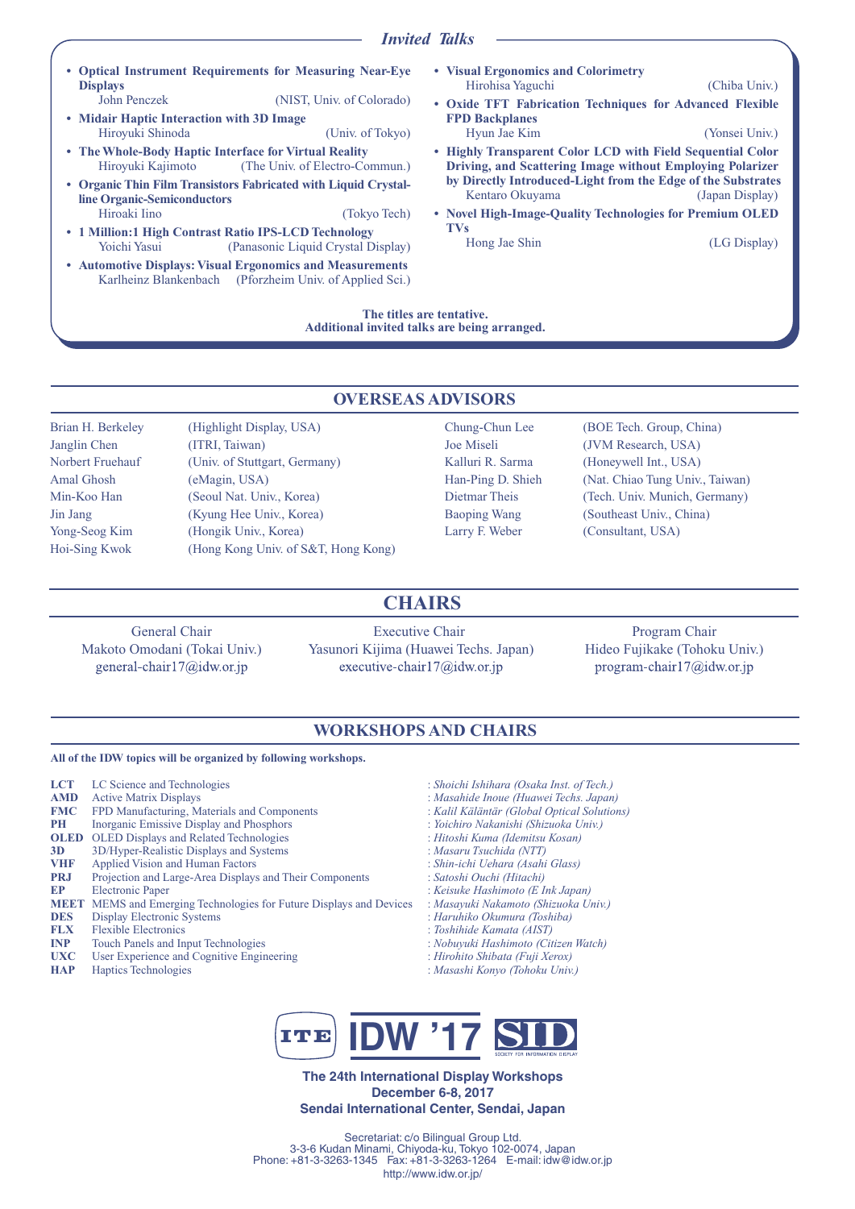## Invited Talks

- **Optical Instrument Requirements for Measuring Near-Eye Displays**
  John Penczek (NIST, Univ. of Colorado)
- **Midair Haptic Interaction with 3D Image**
  Hiroyuki Shinoda (Univ. of Tokyo)
- **The Whole-Body Haptic Interface for Virtual Reality**
  Hiroyuki Kajimoto (The Univ. of Electro-Commun.)
- **Organic Thin Film Transistors Fabricated with Liquid Crystal-line Organic-Semiconductors**
  Hiroaki Iino (Tokyo Tech)
- **1 Million:1 High Contrast Ratio IPS-LCD Technology**
  Yoichi Yasui (Panasonic Liquid Crystal Display)
- **Automotive Displays: Visual Ergonomics and Measurements**
  Karlheinz Blankenbach (Pforzheim Univ. of Applied Sci.)
- **Visual Ergonomics and Colorimetry**
  Hirohisa Yaguchi (Chiba Univ.)
- **Oxide TFT Fabrication Techniques for Advanced Flexible FPD Backplanes**
  Hyun Jae Kim (Yonsei Univ.)
- **Highly Transparent Color LCD with Field Sequential Color Driving, and Scattering Image without Employing Polarizer by Directly Introduced-Light from the Edge of the Substrates**
  Kentaro Okuyama (Japan Display)
- **Novel High-Image-Quality Technologies for Premium OLED TVs**
  Hong Jae Shin (LG Display)

**The titles are tentative.**
**Additional invited talks are being arranged.**

## OVERSEAS ADVISORS

| | |
|---|---|
| Brian H. Berkeley | (Highlight Display, USA) |
| Janglin Chen | (ITRI, Taiwan) |
| Norbert Fruehauf | (Univ. of Stuttgart, Germany) |
| Amal Ghosh | (eMagin, USA) |
| Min-Koo Han | (Seoul Nat. Univ., Korea) |
| Jin Jang | (Kyung Hee Univ., Korea) |
| Yong-Seog Kim | (Hongik Univ., Korea) |
| Hoi-Sing Kwok | (Hong Kong Univ. of S&T, Hong Kong) |
| Chung-Chun Lee | (BOE Tech. Group, China) |
| Joe Miseli | (JVM Research, USA) |
| Kalluri R. Sarma | (Honeywell Int., USA) |
| Han-Ping D. Shieh | (Nat. Chiao Tung Univ., Taiwan) |
| Dietmar Theis | (Tech. Univ. Munich, Germany) |
| Baoping Wang | (Southeast Univ., China) |
| Larry F. Weber | (Consultant, USA) |

## CHAIRS

General Chair
Makoto Omodani (Tokai Univ.)
general-chair17@idw.or.jp

Executive Chair
Yasunori Kijima (Huawei Techs. Japan)
executive-chair17@idw.or.jp

Program Chair
Hideo Fujikake (Tohoku Univ.)
program-chair17@idw.or.jp

## WORKSHOPS AND CHAIRS

**All of the IDW topics will be organized by following workshops.**

| | | |
|---|---|---|
| **LCT** | LC Science and Technologies | : *Shoichi Ishihara (Osaka Inst. of Tech.)* |
| **AMD** | Active Matrix Displays | : *Masahide Inoue (Huawei Techs. Japan)* |
| **FMC** | FPD Manufacturing, Materials and Components | : *Kalil Käläntär (Global Optical Solutions)* |
| **PH** | Inorganic Emissive Display and Phosphors | : *Yoichiro Nakanishi (Shizuoka Univ.)* |
| **OLED** | OLED Displays and Related Technologies | : *Hitoshi Kuma (Idemitsu Kosan)* |
| **3D** | 3D/Hyper-Realistic Displays and Systems | : *Masaru Tsuchida (NTT)* |
| **VHF** | Applied Vision and Human Factors | : *Shin-ichi Uehara (Asahi Glass)* |
| **PRJ** | Projection and Large-Area Displays and Their Components | : *Satoshi Ouchi (Hitachi)* |
| **EP** | Electronic Paper | : *Keisuke Hashimoto (E Ink Japan)* |
| **MEET** | MEMS and Emerging Technologies for Future Displays and Devices | : *Masayuki Nakamoto (Shizuoka Univ.)* |
| **DES** | Display Electronic Systems | : *Haruhiko Okumura (Toshiba)* |
| **FLX** | Flexible Electronics | : *Toshihide Kamata (AIST)* |
| **INP** | Touch Panels and Input Technologies | : *Nobuyuki Hashimoto (Citizen Watch)* |
| **UXC** | User Experience and Cognitive Engineering | : *Hirohito Shibata (Fuji Xerox)* |
| **HAP** | Haptics Technologies | : *Masashi Konyo (Tohoku Univ.)* |

ITE IDW '17 SID

**The 24th International Display Workshops**
**December 6-8, 2017**
**Sendai International Center, Sendai, Japan**

Secretariat: c/o Bilingual Group Ltd.
3-3-6 Kudan Minami, Chiyoda-ku, Tokyo 102-0074, Japan
Phone: +81-3-3263-1345 Fax: +81-3-3263-1264 E-mail: idw@idw.or.jp
http://www.idw.or.jp/